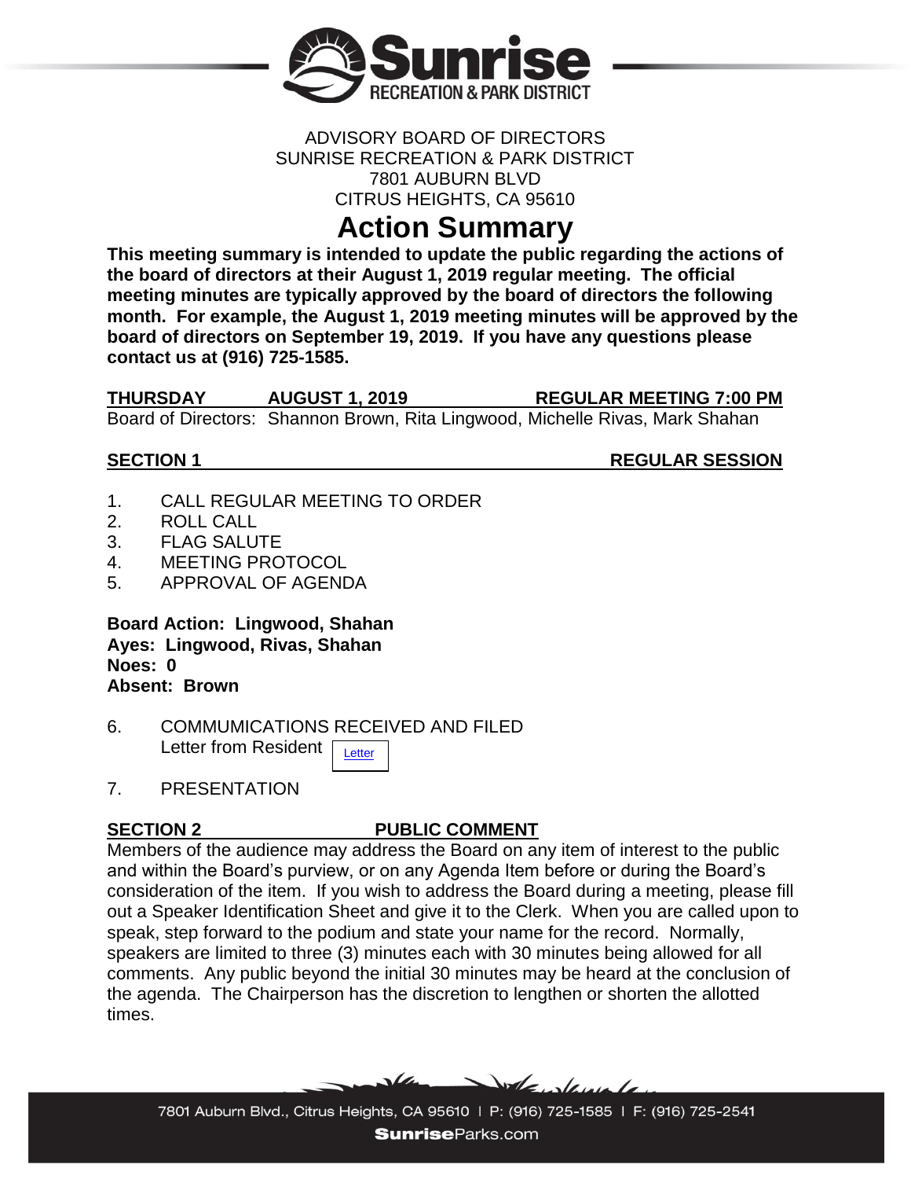ADVISORY BOARD OF DIRECTORS
SUNRISE RECREATION & PARK DISTRICT
7801 AUBURN BLVD
CITRUS HEIGHTS, CA 95610

# Action Summary

**This meeting summary is intended to update the public regarding the actions of the board of directors at their August 1, 2019 regular meeting. The official meeting minutes are typically approved by the board of directors the following month. For example, the August 1, 2019 meeting minutes will be approved by the board of directors on September 19, 2019. If you have any questions please contact us at (916) 725-1585.**

**THURSDAY AUGUST 1, 2019 REGULAR MEETING 7:00 PM**

Board of Directors: Shannon Brown, Rita Lingwood, Michelle Rivas, Mark Shahan

## SECTION 1 REGULAR SESSION

1. CALL REGULAR MEETING TO ORDER
2. ROLL CALL
3. FLAG SALUTE
4. MEETING PROTOCOL
5. APPROVAL OF AGENDA

**Board Action: Lingwood, Shahan**
**Ayes: Lingwood, Rivas, Shahan**
**Noes: 0**
**Absent: Brown**

6. COMMUMICATIONS RECEIVED AND FILED
   Letter from Resident Letter
7. PRESENTATION

## SECTION 2 PUBLIC COMMENT

Members of the audience may address the Board on any item of interest to the public and within the Board's purview, or on any Agenda Item before or during the Board's consideration of the item. If you wish to address the Board during a meeting, please fill out a Speaker Identification Sheet and give it to the Clerk. When you are called upon to speak, step forward to the podium and state your name for the record. Normally, speakers are limited to three (3) minutes each with 30 minutes being allowed for all comments. Any public beyond the initial 30 minutes may be heard at the conclusion of the agenda. The Chairperson has the discretion to lengthen or shorten the allotted times.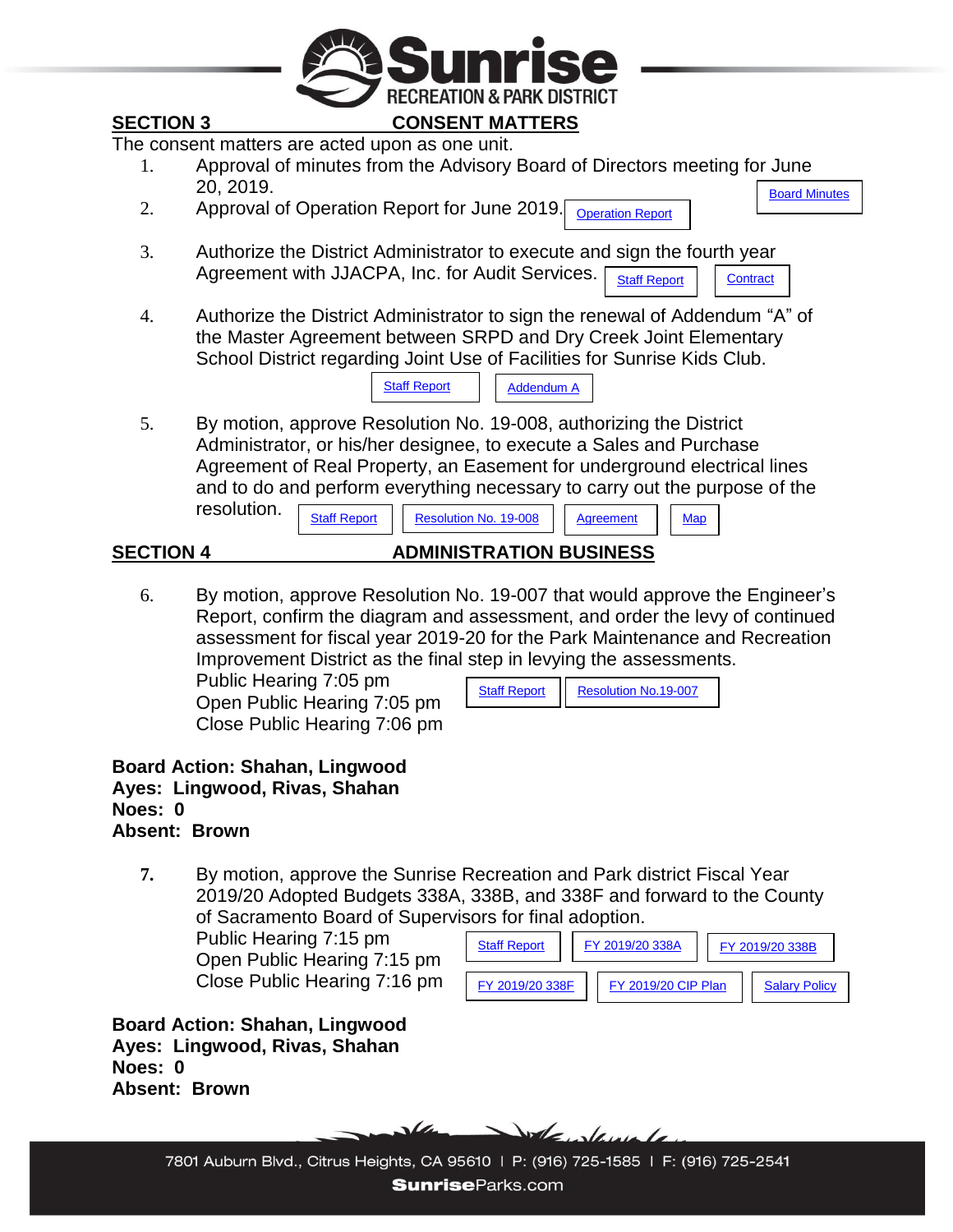## SECTION 3 CONSENT MATTERS

The consent matters are acted upon as one unit.

1. Approval of minutes from the Advisory Board of Directors meeting for June 20, 2019. Board Minutes
2. Approval of Operation Report for June 2019. Operation Report
3. Authorize the District Administrator to execute and sign the fourth year Agreement with JJACPA, Inc. for Audit Services. Staff Report | Contract
4. Authorize the District Administrator to sign the renewal of Addendum "A" of the Master Agreement between SRPD and Dry Creek Joint Elementary School District regarding Joint Use of Facilities for Sunrise Kids Club.

   Staff Report | Addendum A
5. By motion, approve Resolution No. 19-008, authorizing the District Administrator, or his/her designee, to execute a Sales and Purchase Agreement of Real Property, an Easement for underground electrical lines and to do and perform everything necessary to carry out the purpose of the resolution. Staff Report | Resolution No. 19-008 | Agreement | Map

## SECTION 4 ADMINISTRATION BUSINESS

6. By motion, approve Resolution No. 19-007 that would approve the Engineer's Report, confirm the diagram and assessment, and order the levy of continued assessment for fiscal year 2019-20 for the Park Maintenance and Recreation Improvement District as the final step in levying the assessments.

   Public Hearing 7:05 pm
   Open Public Hearing 7:05 pm
   Close Public Hearing 7:06 pm

   Staff Report | Resolution No.19-007

**Board Action: Shahan, Lingwood**
**Ayes: Lingwood, Rivas, Shahan**
**Noes: 0**
**Absent: Brown**

7. By motion, approve the Sunrise Recreation and Park district Fiscal Year 2019/20 Adopted Budgets 338A, 338B, and 338F and forward to the County of Sacramento Board of Supervisors for final adoption.

   Public Hearing 7:15 pm
   Open Public Hearing 7:15 pm
   Close Public Hearing 7:16 pm

   Staff Report | FY 2019/20 338A | FY 2019/20 338B | FY 2019/20 338F | FY 2019/20 CIP Plan | Salary Policy

**Board Action: Shahan, Lingwood**
**Ayes: Lingwood, Rivas, Shahan**
**Noes: 0**
**Absent: Brown**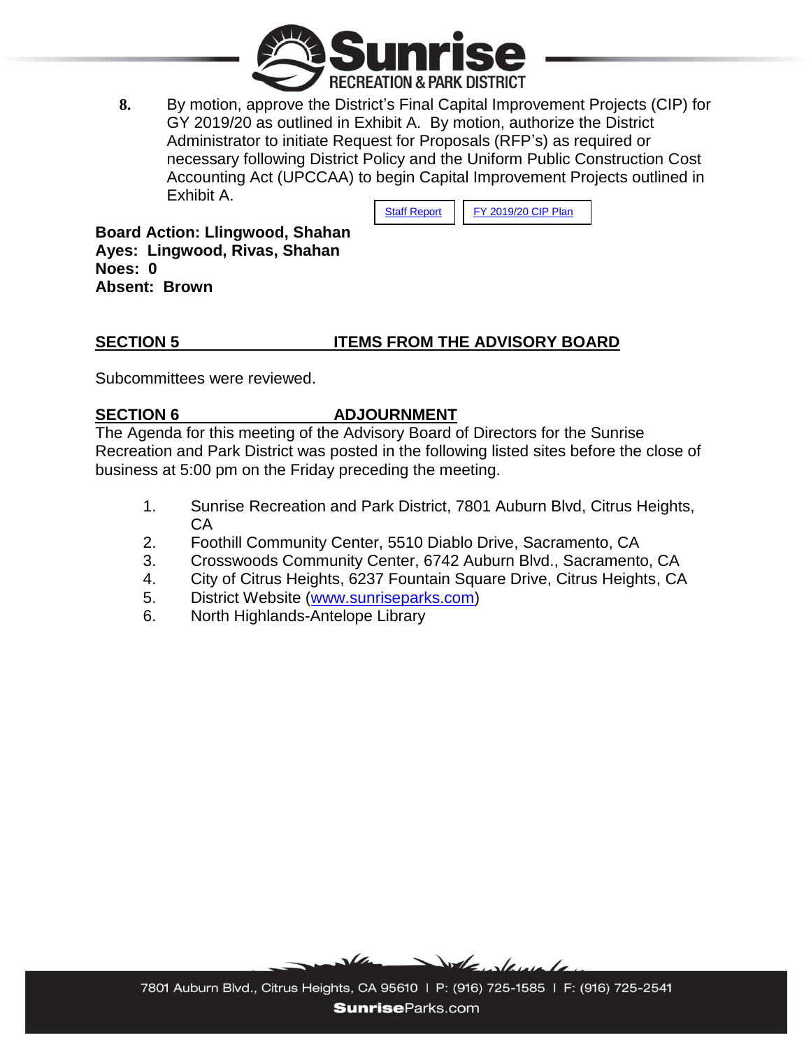8. By motion, approve the District's Final Capital Improvement Projects (CIP) for GY 2019/20 as outlined in Exhibit A. By motion, authorize the District Administrator to initiate Request for Proposals (RFP's) as required or necessary following District Policy and the Uniform Public Construction Cost Accounting Act (UPCCAA) to begin Capital Improvement Projects outlined in Exhibit A.

[Staff Report] [FY 2019/20 CIP Plan]

**Board Action: Llingwood, Shahan**
**Ayes: Lingwood, Rivas, Shahan**
**Noes: 0**
**Absent: Brown**

## SECTION 5 ITEMS FROM THE ADVISORY BOARD

Subcommittees were reviewed.

## SECTION 6 ADJOURNMENT

The Agenda for this meeting of the Advisory Board of Directors for the Sunrise Recreation and Park District was posted in the following listed sites before the close of business at 5:00 pm on the Friday preceding the meeting.

1. Sunrise Recreation and Park District, 7801 Auburn Blvd, Citrus Heights, CA
2. Foothill Community Center, 5510 Diablo Drive, Sacramento, CA
3. Crosswoods Community Center, 6742 Auburn Blvd., Sacramento, CA
4. City of Citrus Heights, 6237 Fountain Square Drive, Citrus Heights, CA
5. District Website (www.sunriseparks.com)
6. North Highlands-Antelope Library